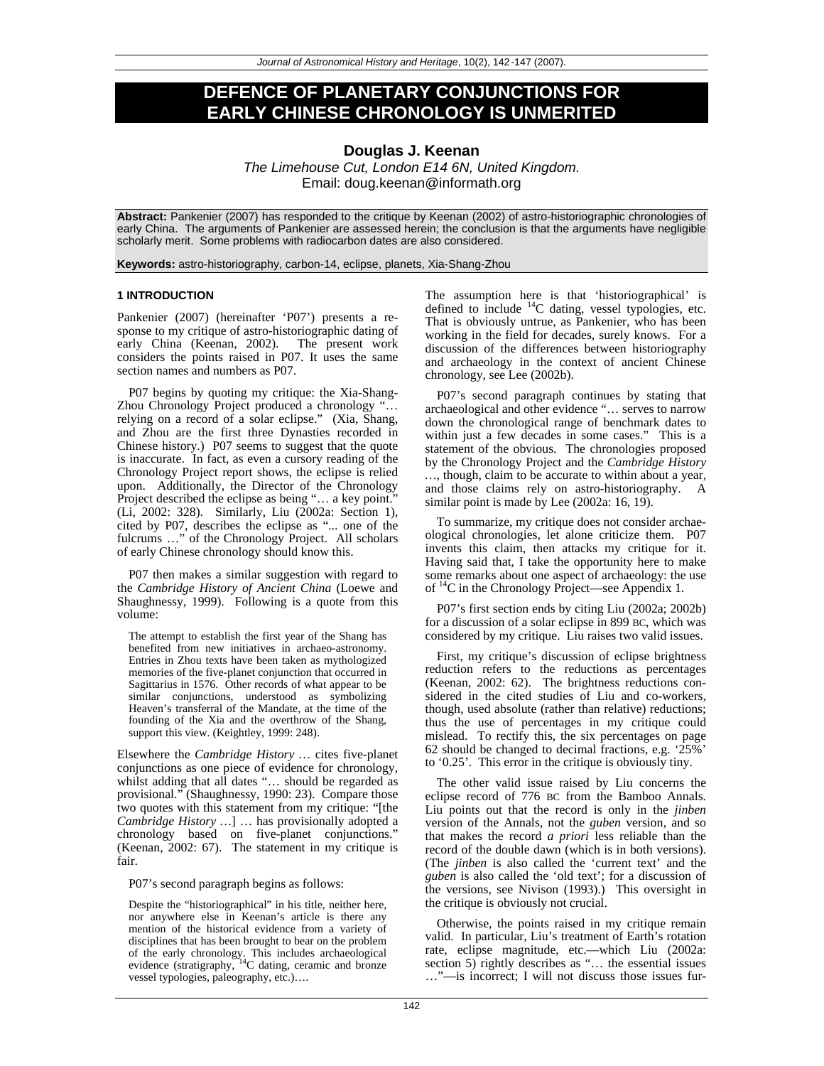# DEFENCE OF PLANETARY CONJUNCTIONS FOR EARLY CHINESE CHRONOLOGY IS UNMERITED

**Douglas J. Keenan**

*The Limehouse Cut, London E14 6N, United Kingdom.*

Email: doug.keenan@informath.org

**Abstract:** Pankenier (2007) has responded to the critique by Keenan (2002) of astro-historiographic chronologies of early China. The arguments of Pankenier are assessed herein; the conclusion is that the arguments have negligible scholarly merit. Some problems with radiocarbon dates are also considered.

**Keywords:** astro-historiography, carbon-14, eclipse, planets, Xia-Shang-Zhou

## 1 INTRODUCTION

Pankenier (2007) (hereinafter 'P07') presents a response to my critique of astro-historiographic dating of early China (Keenan, 2002). The present work considers the points raised in P07. It uses the same section names and numbers as P07.

P07 begins by quoting my critique: the Xia-Shang-Zhou Chronology Project produced a chronology "… relying on a record of a solar eclipse." (Xia, Shang, and Zhou are the first three Dynasties recorded in Chinese history.) P07 seems to suggest that the quote is inaccurate. In fact, as even a cursory reading of the Chronology Project report shows, the eclipse is relied upon. Additionally, the Director of the Chronology Project described the eclipse as being "… a key point." (Li, 2002: 328). Similarly, Liu (2002a: Section 1), cited by P07, describes the eclipse as "... one of the fulcrums …" of the Chronology Project. All scholars of early Chinese chronology should know this.

P07 then makes a similar suggestion with regard to the *Cambridge History of Ancient China* (Loewe and Shaughnessy, 1999). Following is a quote from this volume:

> The attempt to establish the first year of the Shang has benefited from new initiatives in archaeo-astronomy. Entries in Zhou texts have been taken as mythologized memories of the five-planet conjunction that occurred in Sagittarius in 1576. Other records of what appear to be similar conjunctions, understood as symbolizing Heaven's transferral of the Mandate, at the time of the founding of the Xia and the overthrow of the Shang, support this view. (Keightley, 1999: 248).

Elsewhere the *Cambridge History* … cites five-planet conjunctions as one piece of evidence for chronology, whilst adding that all dates "… should be regarded as provisional." (Shaughnessy, 1990: 23). Compare those two quotes with this statement from my critique: "[the *Cambridge History* …] … has provisionally adopted a chronology based on five-planet conjunctions." (Keenan, 2002: 67). The statement in my critique is fair.

P07's second paragraph begins as follows:

> Despite the "historiographical" in his title, neither here, nor anywhere else in Keenan's article is there any mention of the historical evidence from a variety of disciplines that has been brought to bear on the problem of the early chronology. This includes archaeological evidence (stratigraphy, $^{14}C$ dating, ceramic and bronze vessel typologies, paleography, etc.)….

The assumption here is that 'historiographical' is defined to include $^{14}C$ dating, vessel typologies, etc. That is obviously untrue, as Pankenier, who has been working in the field for decades, surely knows. For a discussion of the differences between historiography and archaeology in the context of ancient Chinese chronology, see Lee (2002b).

P07's second paragraph continues by stating that archaeological and other evidence "… serves to narrow down the chronological range of benchmark dates to within just a few decades in some cases." This is a statement of the obvious. The chronologies proposed by the Chronology Project and the *Cambridge History* …, though, claim to be accurate to within about a year, and those claims rely on astro-historiography. A similar point is made by Lee (2002a: 16, 19).

To summarize, my critique does not consider archaeological chronologies, let alone criticize them. P07 invents this claim, then attacks my critique for it. Having said that, I take the opportunity here to make some remarks about one aspect of archaeology: the use of $^{14}C$ in the Chronology Project—see Appendix 1.

P07's first section ends by citing Liu (2002a; 2002b) for a discussion of a solar eclipse in 899 BC, which was considered by my critique. Liu raises two valid issues.

First, my critique's discussion of eclipse brightness reduction refers to the reductions as percentages (Keenan, 2002: 62). The brightness reductions considered in the cited studies of Liu and co-workers, though, used absolute (rather than relative) reductions; thus the use of percentages in my critique could mislead. To rectify this, the six percentages on page 62 should be changed to decimal fractions, e.g. '25%' to '0.25'. This error in the critique is obviously tiny.

The other valid issue raised by Liu concerns the eclipse record of 776 BC from the Bamboo Annals. Liu points out that the record is only in the *jinben* version of the Annals, not the *guben* version, and so that makes the record *a priori* less reliable than the record of the double dawn (which is in both versions). (The *jinben* is also called the 'current text' and the *guben* is also called the 'old text'; for a discussion of the versions, see Nivison (1993).) This oversight in the critique is obviously not crucial.

Otherwise, the points raised in my critique remain valid. In particular, Liu's treatment of Earth's rotation rate, eclipse magnitude, etc.—which Liu (2002a: section 5) rightly describes as "… the essential issues …"—is incorrect; I will not discuss those issues fur-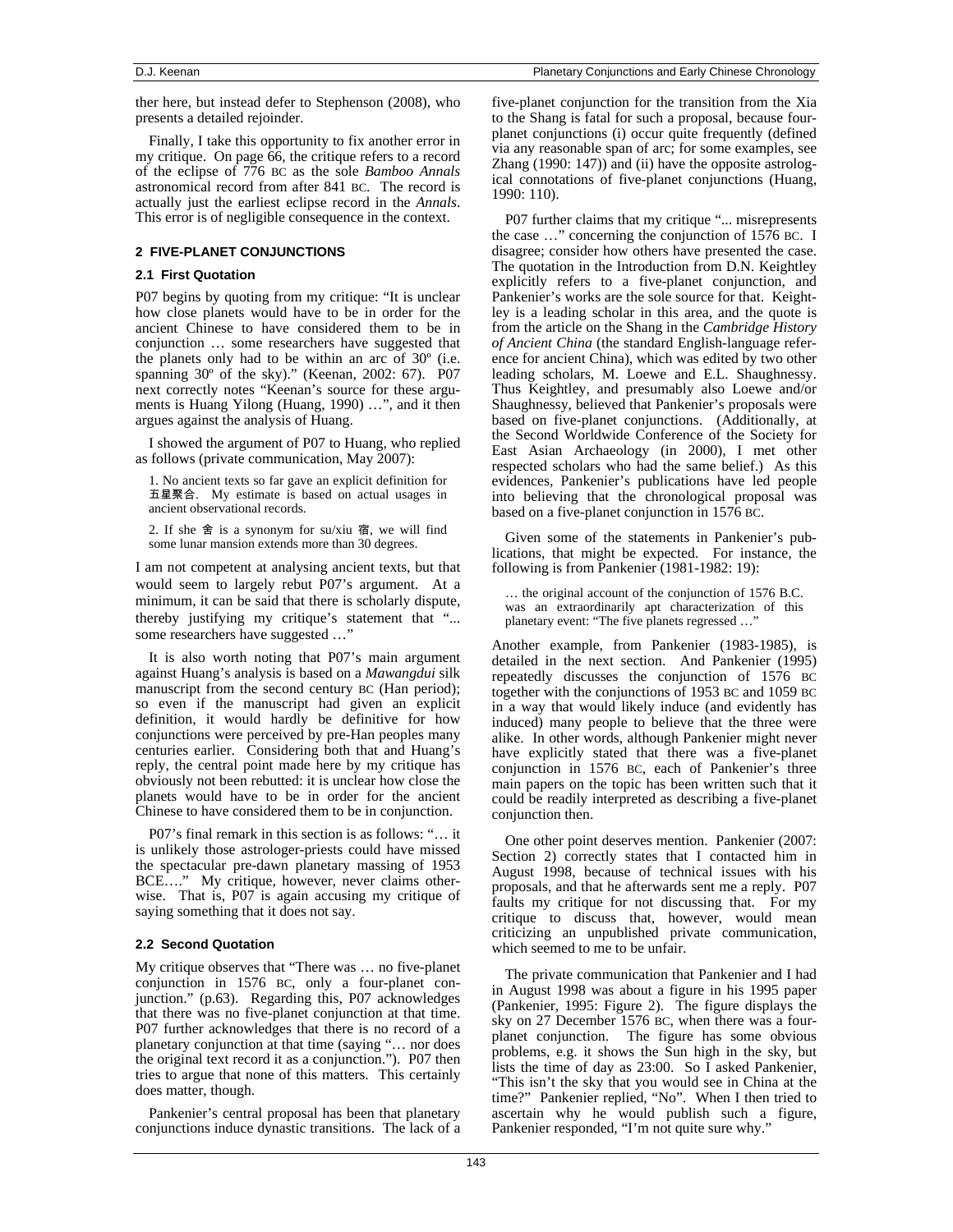ther here, but instead defer to Stephenson (2008), who presents a detailed rejoinder.

Finally, I take this opportunity to fix another error in my critique. On page 66, the critique refers to a record of the eclipse of 776 BC as the sole *Bamboo Annals* astronomical record from after 841 BC. The record is actually just the earliest eclipse record in the *Annals*. This error is of negligible consequence in the context.

## 2 FIVE-PLANET CONJUNCTIONS

### 2.1 First Quotation

P07 begins by quoting from my critique: "It is unclear how close planets would have to be in order for the ancient Chinese to have considered them to be in conjunction … some researchers have suggested that the planets only had to be within an arc of 30º (i.e. spanning 30º of the sky)." (Keenan, 2002: 67). P07 next correctly notes "Keenan's source for these arguments is Huang Yilong (Huang, 1990) …", and it then argues against the analysis of Huang.

I showed the argument of P07 to Huang, who replied as follows (private communication, May 2007):

> 1. No ancient texts so far gave an explicit definition for 五星聚合. My estimate is based on actual usages in ancient observational records.
>
> 2. If she 舍 is a synonym for su/xiu 宿, we will find some lunar mansion extends more than 30 degrees.

I am not competent at analysing ancient texts, but that would seem to largely rebut P07's argument. At a minimum, it can be said that there is scholarly dispute, thereby justifying my critique's statement that "... some researchers have suggested …"

It is also worth noting that P07's main argument against Huang's analysis is based on a *Mawangdui* silk manuscript from the second century BC (Han period); so even if the manuscript had given an explicit definition, it would hardly be definitive for how conjunctions were perceived by pre-Han peoples many centuries earlier. Considering both that and Huang's reply, the central point made here by my critique has obviously not been rebutted: it is unclear how close the planets would have to be in order for the ancient Chinese to have considered them to be in conjunction.

P07's final remark in this section is as follows: "… it is unlikely those astrologer-priests could have missed the spectacular pre-dawn planetary massing of 1953 BCE…." My critique, however, never claims otherwise. That is, P07 is again accusing my critique of saying something that it does not say.

### 2.2 Second Quotation

My critique observes that "There was … no five-planet conjunction in 1576 BC, only a four-planet conjunction." (p.63). Regarding this, P07 acknowledges that there was no five-planet conjunction at that time. P07 further acknowledges that there is no record of a planetary conjunction at that time (saying "… nor does the original text record it as a conjunction."). P07 then tries to argue that none of this matters. This certainly does matter, though.

Pankenier's central proposal has been that planetary conjunctions induce dynastic transitions. The lack of a five-planet conjunction for the transition from the Xia to the Shang is fatal for such a proposal, because four-planet conjunctions (i) occur quite frequently (defined via any reasonable span of arc; for some examples, see Zhang (1990: 147)) and (ii) have the opposite astrological connotations of five-planet conjunctions (Huang, 1990: 110).

P07 further claims that my critique "... misrepresents the case …" concerning the conjunction of 1576 BC. I disagree; consider how others have presented the case. The quotation in the Introduction from D.N. Keightley explicitly refers to a five-planet conjunction, and Pankenier's works are the sole source for that. Keightley is a leading scholar in this area, and the quote is from the article on the Shang in the *Cambridge History of Ancient China* (the standard English-language reference for ancient China), which was edited by two other leading scholars, M. Loewe and E.L. Shaughnessy. Thus Keightley, and presumably also Loewe and/or Shaughnessy, believed that Pankenier's proposals were based on five-planet conjunctions. (Additionally, at the Second Worldwide Conference of the Society for East Asian Archaeology (in 2000), I met other respected scholars who had the same belief.) As this evidences, Pankenier's publications have led people into believing that the chronological proposal was based on a five-planet conjunction in 1576 BC.

Given some of the statements in Pankenier's publications, that might be expected. For instance, the following is from Pankenier (1981-1982: 19):

> … the original account of the conjunction of 1576 B.C. was an extraordinarily apt characterization of this planetary event: "The five planets regressed …"

Another example, from Pankenier (1983-1985), is detailed in the next section. And Pankenier (1995) repeatedly discusses the conjunction of 1576 BC together with the conjunctions of 1953 BC and 1059 BC in a way that would likely induce (and evidently has induced) many people to believe that the three were alike. In other words, although Pankenier might never have explicitly stated that there was a five-planet conjunction in 1576 BC, each of Pankenier's three main papers on the topic has been written such that it could be readily interpreted as describing a five-planet conjunction then.

One other point deserves mention. Pankenier (2007: Section 2) correctly states that I contacted him in August 1998, because of technical issues with his proposals, and that he afterwards sent me a reply. P07 faults my critique for not discussing that. For my critique to discuss that, however, would mean criticizing an unpublished private communication, which seemed to me to be unfair.

The private communication that Pankenier and I had in August 1998 was about a figure in his 1995 paper (Pankenier, 1995: Figure 2). The figure displays the sky on 27 December 1576 BC, when there was a four-planet conjunction. The figure has some obvious problems, e.g. it shows the Sun high in the sky, but lists the time of day as 23:00. So I asked Pankenier, "This isn't the sky that you would see in China at the time?" Pankenier replied, "No". When I then tried to ascertain why he would publish such a figure, Pankenier responded, "I'm not quite sure why."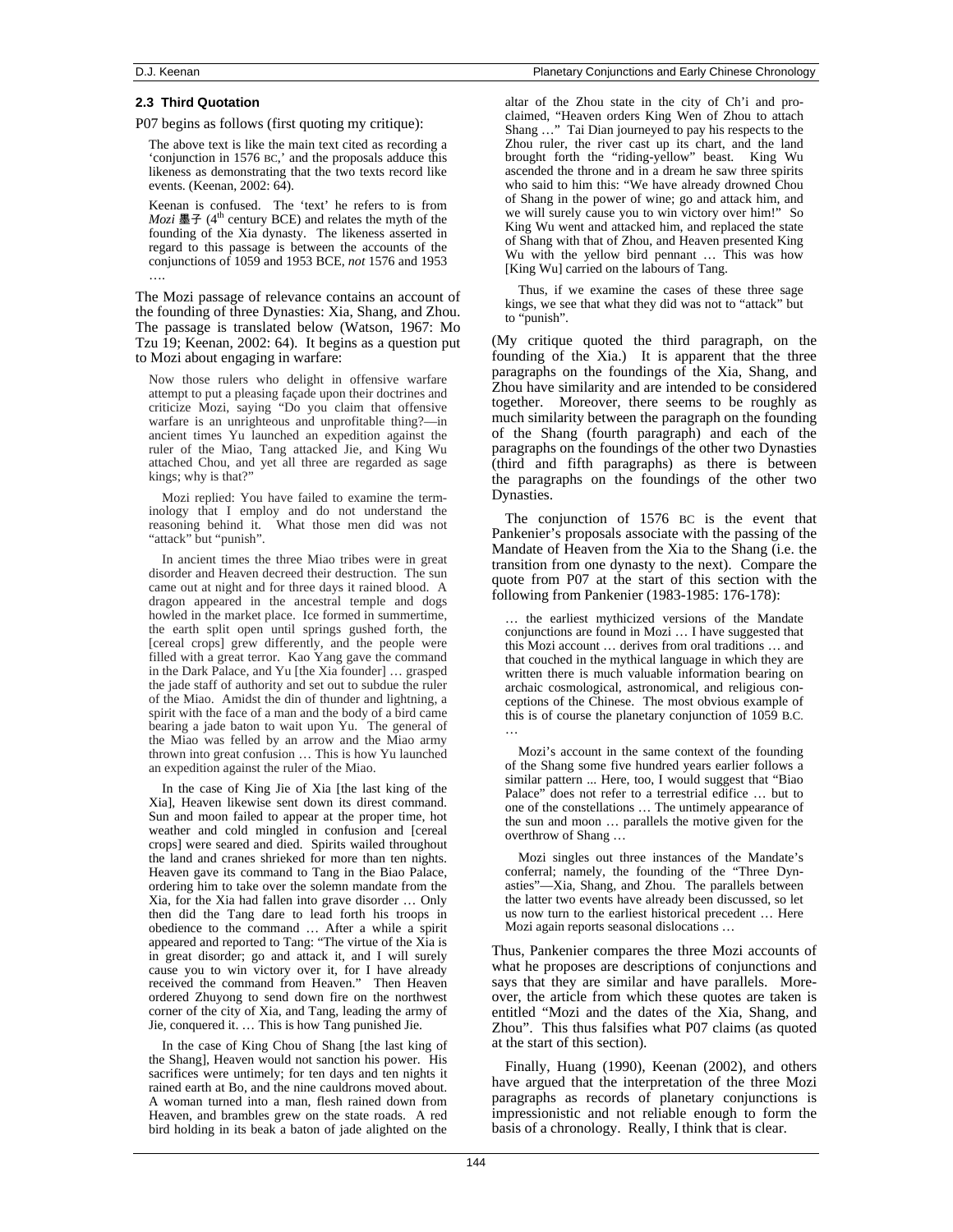### 2.3 Third Quotation

P07 begins as follows (first quoting my critique):

> The above text is like the main text cited as recording a 'conjunction in 1576 BC,' and the proposals adduce this likeness as demonstrating that the two texts record like events. (Keenan, 2002: 64).
>
> Keenan is confused. The 'text' he refers to is from *Mozi* 墨子 (4th century BCE) and relates the myth of the founding of the Xia dynasty. The likeness asserted in regard to this passage is between the accounts of the conjunctions of 1059 and 1953 BCE, *not* 1576 and 1953 ….

The Mozi passage of relevance contains an account of the founding of three Dynasties: Xia, Shang, and Zhou. The passage is translated below (Watson, 1967: Mo Tzu 19; Keenan, 2002: 64). It begins as a question put to Mozi about engaging in warfare:

> Now those rulers who delight in offensive warfare attempt to put a pleasing façade upon their doctrines and criticize Mozi, saying "Do you claim that offensive warfare is an unrighteous and unprofitable thing?—in ancient times Yu launched an expedition against the ruler of the Miao, Tang attacked Jie, and King Wu attached Chou, and yet all three are regarded as sage kings; why is that?"
>
> Mozi replied: You have failed to examine the terminology that I employ and do not understand the reasoning behind it. What those men did was not "attack" but "punish".
>
> In ancient times the three Miao tribes were in great disorder and Heaven decreed their destruction. The sun came out at night and for three days it rained blood. A dragon appeared in the ancestral temple and dogs howled in the market place. Ice formed in summertime, the earth split open until springs gushed forth, the [cereal crops] grew differently, and the people were filled with a great terror. Kao Yang gave the command in the Dark Palace, and Yu [the Xia founder] … grasped the jade staff of authority and set out to subdue the ruler of the Miao. Amidst the din of thunder and lightning, a spirit with the face of a man and the body of a bird came bearing a jade baton to wait upon Yu. The general of the Miao was felled by an arrow and the Miao army thrown into great confusion … This is how Yu launched an expedition against the ruler of the Miao.
>
> In the case of King Jie of Xia [the last king of the Xia], Heaven likewise sent down its direst command. Sun and moon failed to appear at the proper time, hot weather and cold mingled in confusion and [cereal crops] were seared and died. Spirits wailed throughout the land and cranes shrieked for more than ten nights. Heaven gave its command to Tang in the Biao Palace, ordering him to take over the solemn mandate from the Xia, for the Xia had fallen into grave disorder … Only then did the Tang dare to lead forth his troops in obedience to the command … After a while a spirit appeared and reported to Tang: "The virtue of the Xia is in great disorder; go and attack it, and I will surely cause you to win victory over it, for I have already received the command from Heaven." Then Heaven ordered Zhuyong to send down fire on the northwest corner of the city of Xia, and Tang, leading the army of Jie, conquered it. … This is how Tang punished Jie.
>
> In the case of King Chou of Shang [the last king of the Shang], Heaven would not sanction his power. His sacrifices were untimely; for ten days and ten nights it rained earth at Bo, and the nine cauldrons moved about. A woman turned into a man, flesh rained down from Heaven, and brambles grew on the state roads. A red bird holding in its beak a baton of jade alighted on the altar of the Zhou state in the city of Ch'i and proclaimed, "Heaven orders King Wen of Zhou to attach Shang …" Tai Dian journeyed to pay his respects to the Zhou ruler, the river cast up its chart, and the land brought forth the "riding-yellow" beast. King Wu ascended the throne and in a dream he saw three spirits who said to him this: "We have already drowned Chou of Shang in the power of wine; go and attack him, and we will surely cause you to win victory over him!" So King Wu went and attacked him, and replaced the state of Shang with that of Zhou, and Heaven presented King Wu with the yellow bird pennant … This was how [King Wu] carried on the labours of Tang.
>
> Thus, if we examine the cases of these three sage kings, we see that what they did was not to "attack" but to "punish".

(My critique quoted the third paragraph, on the founding of the Xia.) It is apparent that the three paragraphs on the foundings of the Xia, Shang, and Zhou have similarity and are intended to be considered together. Moreover, there seems to be roughly as much similarity between the paragraph on the founding of the Shang (fourth paragraph) and each of the paragraphs on the foundings of the other two Dynasties (third and fifth paragraphs) as there is between the paragraphs on the foundings of the other two Dynasties.

The conjunction of 1576 BC is the event that Pankenier's proposals associate with the passing of the Mandate of Heaven from the Xia to the Shang (i.e. the transition from one dynasty to the next). Compare the quote from P07 at the start of this section with the following from Pankenier (1983-1985: 176-178):

> … the earliest mythicized versions of the Mandate conjunctions are found in Mozi … I have suggested that this Mozi account … derives from oral traditions … and that couched in the mythical language in which they are written there is much valuable information bearing on archaic cosmological, astronomical, and religious conceptions of the Chinese. The most obvious example of this is of course the planetary conjunction of 1059 B.C. …
>
> Mozi's account in the same context of the founding of the Shang some five hundred years earlier follows a similar pattern ... Here, too, I would suggest that "Biao Palace" does not refer to a terrestrial edifice … but to one of the constellations … The untimely appearance of the sun and moon … parallels the motive given for the overthrow of Shang …
>
> Mozi singles out three instances of the Mandate's conferral; namely, the founding of the "Three Dynasties"—Xia, Shang, and Zhou. The parallels between the latter two events have already been discussed, so let us now turn to the earliest historical precedent … Here Mozi again reports seasonal dislocations …

Thus, Pankenier compares the three Mozi accounts of what he proposes are descriptions of conjunctions and says that they are similar and have parallels. Moreover, the article from which these quotes are taken is entitled "Mozi and the dates of the Xia, Shang, and Zhou". This thus falsifies what P07 claims (as quoted at the start of this section).

Finally, Huang (1990), Keenan (2002), and others have argued that the interpretation of the three Mozi paragraphs as records of planetary conjunctions is impressionistic and not reliable enough to form the basis of a chronology. Really, I think that is clear.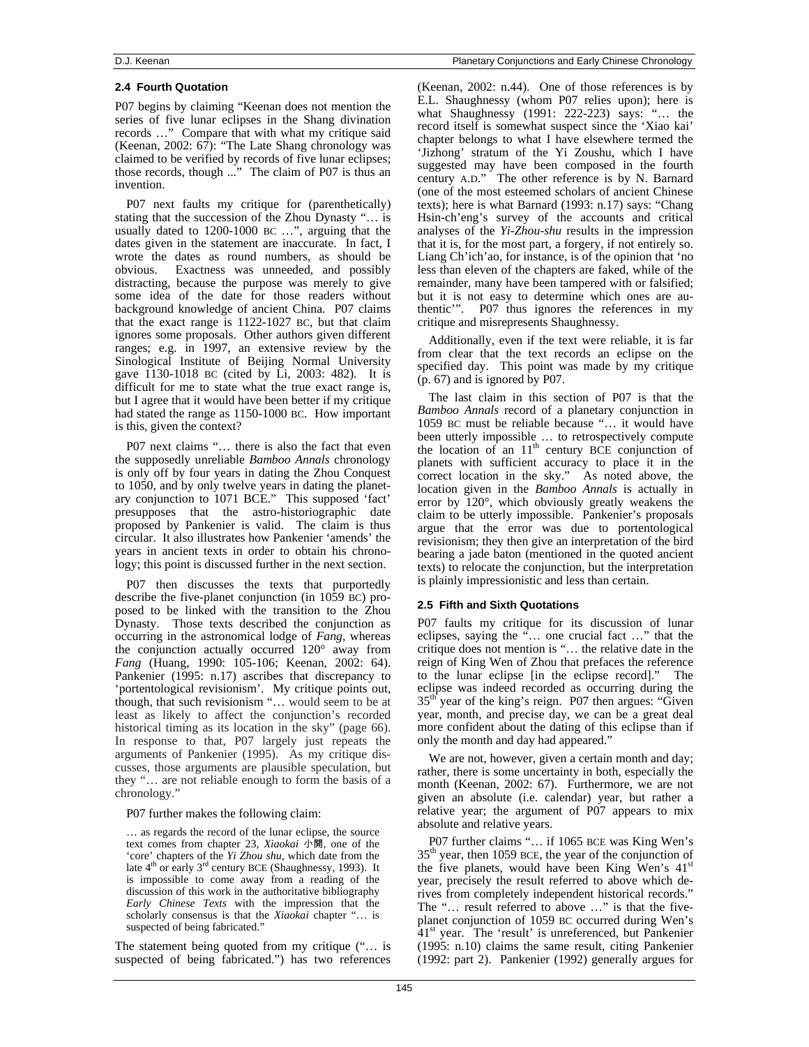### 2.4 Fourth Quotation

P07 begins by claiming "Keenan does not mention the series of five lunar eclipses in the Shang divination records …" Compare that with what my critique said (Keenan, 2002: 67): "The Late Shang chronology was claimed to be verified by records of five lunar eclipses; those records, though ..." The claim of P07 is thus an invention.

P07 next faults my critique for (parenthetically) stating that the succession of the Zhou Dynasty "… is usually dated to 1200-1000 BC …", arguing that the dates given in the statement are inaccurate. In fact, I wrote the dates as round numbers, as should be obvious. Exactness was unneeded, and possibly distracting, because the purpose was merely to give some idea of the date for those readers without background knowledge of ancient China. P07 claims that the exact range is 1122-1027 BC, but that claim ignores some proposals. Other authors given different ranges; e.g. in 1997, an extensive review by the Sinological Institute of Beijing Normal University gave 1130-1018 BC (cited by Li, 2003: 482). It is difficult for me to state what the true exact range is, but I agree that it would have been better if my critique had stated the range as 1150-1000 BC. How important is this, given the context?

P07 next claims "… there is also the fact that even the supposedly unreliable *Bamboo Annals* chronology is only off by four years in dating the Zhou Conquest to 1050, and by only twelve years in dating the planetary conjunction to 1071 BCE." This supposed 'fact' presupposes that the astro-historiographic date proposed by Pankenier is valid. The claim is thus circular. It also illustrates how Pankenier 'amends' the years in ancient texts in order to obtain his chronology; this point is discussed further in the next section.

P07 then discusses the texts that purportedly describe the five-planet conjunction (in 1059 BC) proposed to be linked with the transition to the Zhou Dynasty. Those texts described the conjunction as occurring in the astronomical lodge of *Fang*, whereas the conjunction actually occurred 120° away from *Fang* (Huang, 1990: 105-106; Keenan, 2002: 64). Pankenier (1995: n.17) ascribes that discrepancy to 'portentological revisionism'. My critique points out, though, that such revisionism "… would seem to be at least as likely to affect the conjunction's recorded historical timing as its location in the sky" (page 66). In response to that, P07 largely just repeats the arguments of Pankenier (1995). As my critique discusses, those arguments are plausible speculation, but they "… are not reliable enough to form the basis of a chronology."

P07 further makes the following claim:

> … as regards the record of the lunar eclipse, the source text comes from chapter 23, *Xiaokai* 小開, one of the 'core' chapters of the *Yi Zhou shu*, which date from the late 4th or early 3rd century BCE (Shaughnessy, 1993). It is impossible to come away from a reading of the discussion of this work in the authoritative bibliography *Early Chinese Texts* with the impression that the scholarly consensus is that the *Xiaokai* chapter "… is suspected of being fabricated."

The statement being quoted from my critique ("… is suspected of being fabricated.") has two references (Keenan, 2002: n.44). One of those references is by E.L. Shaughnessy (whom P07 relies upon); here is what Shaughnessy (1991: 222-223) says: "… the record itself is somewhat suspect since the 'Xiao kai' chapter belongs to what I have elsewhere termed the 'Jizhong' stratum of the Yi Zoushu, which I have suggested may have been composed in the fourth century A.D." The other reference is by N. Barnard (one of the most esteemed scholars of ancient Chinese texts); here is what Barnard (1993: n.17) says: "Chang Hsin-ch'eng's survey of the accounts and critical analyses of the *Yi-Zhou-shu* results in the impression that it is, for the most part, a forgery, if not entirely so. Liang Ch'ich'ao, for instance, is of the opinion that 'no less than eleven of the chapters are faked, while of the remainder, many have been tampered with or falsified; but it is not easy to determine which ones are authentic'". P07 thus ignores the references in my critique and misrepresents Shaughnessy.

Additionally, even if the text were reliable, it is far from clear that the text records an eclipse on the specified day. This point was made by my critique (p. 67) and is ignored by P07.

The last claim in this section of P07 is that the *Bamboo Annals* record of a planetary conjunction in 1059 BC must be reliable because "… it would have been utterly impossible … to retrospectively compute the location of an 11th century BCE conjunction of planets with sufficient accuracy to place it in the correct location in the sky." As noted above, the location given in the *Bamboo Annals* is actually in error by 120°, which obviously greatly weakens the claim to be utterly impossible. Pankenier's proposals argue that the error was due to portentological revisionism; they then give an interpretation of the bird bearing a jade baton (mentioned in the quoted ancient texts) to relocate the conjunction, but the interpretation is plainly impressionistic and less than certain.

### 2.5 Fifth and Sixth Quotations

P07 faults my critique for its discussion of lunar eclipses, saying the "… one crucial fact …" that the critique does not mention is "… the relative date in the reign of King Wen of Zhou that prefaces the reference to the lunar eclipse [in the eclipse record]." The eclipse was indeed recorded as occurring during the 35th year of the king's reign. P07 then argues: "Given year, month, and precise day, we can be a great deal more confident about the dating of this eclipse than if only the month and day had appeared."

We are not, however, given a certain month and day; rather, there is some uncertainty in both, especially the month (Keenan, 2002: 67). Furthermore, we are not given an absolute (i.e. calendar) year, but rather a relative year; the argument of P07 appears to mix absolute and relative years.

P07 further claims "… if 1065 BCE was King Wen's 35th year, then 1059 BCE, the year of the conjunction of the five planets, would have been King Wen's 41st year, precisely the result referred to above which derives from completely independent historical records." The "… result referred to above …" is that the five-planet conjunction of 1059 BC occurred during Wen's 41st year. The 'result' is unreferenced, but Pankenier (1995: n.10) claims the same result, citing Pankenier (1992: part 2). Pankenier (1992) generally argues for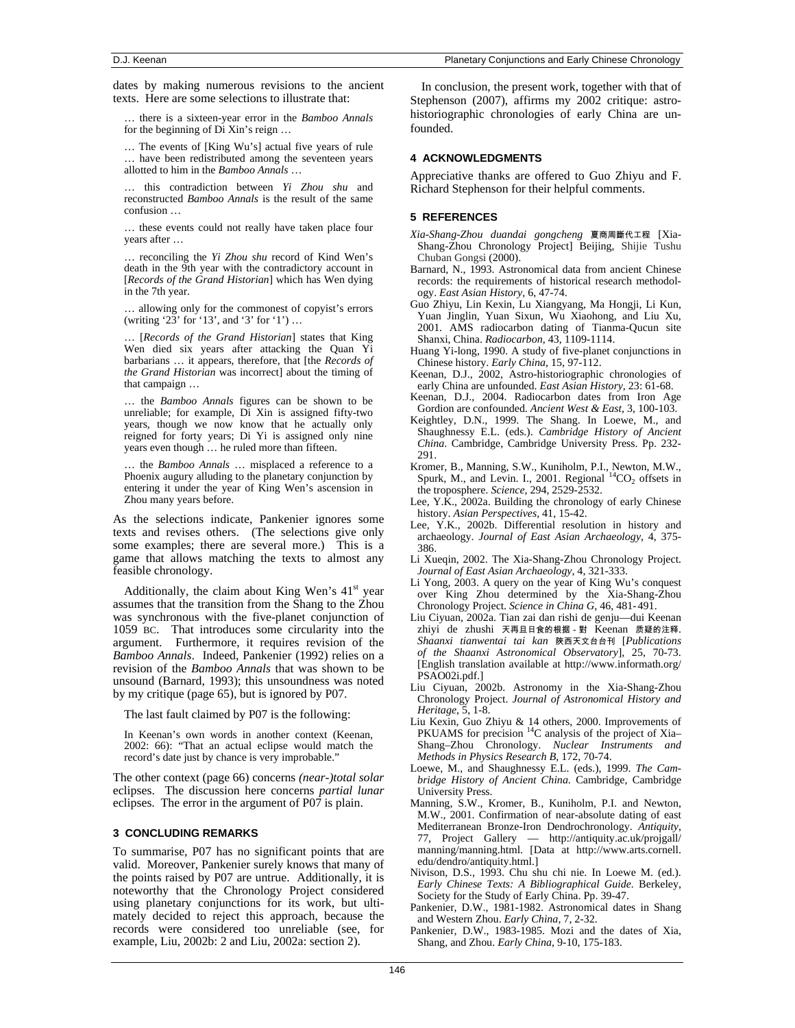dates by making numerous revisions to the ancient texts. Here are some selections to illustrate that:

> … there is a sixteen-year error in the *Bamboo Annals* for the beginning of Di Xin's reign …
>
> … The events of [King Wu's] actual five years of rule … have been redistributed among the seventeen years allotted to him in the *Bamboo Annals* …
>
> … this contradiction between *Yi Zhou shu* and reconstructed *Bamboo Annals* is the result of the same confusion …
>
> … these events could not really have taken place four years after …
>
> … reconciling the *Yi Zhou shu* record of Kind Wen's death in the 9th year with the contradictory account in [*Records of the Grand Historian*] which has Wen dying in the 7th year.
>
> … allowing only for the commonest of copyist's errors (writing '23' for '13', and '3' for '1') …
>
> … [*Records of the Grand Historian*] states that King Wen died six years after attacking the Quan Yi barbarians … it appears, therefore, that [the *Records of the Grand Historian* was incorrect] about the timing of that campaign …
>
> … the *Bamboo Annals* figures can be shown to be unreliable; for example, Di Xin is assigned fifty-two years, though we now know that he actually only reigned for forty years; Di Yi is assigned only nine years even though … he ruled more than fifteen.
>
> … the *Bamboo Annals* … misplaced a reference to a Phoenix augury alluding to the planetary conjunction by entering it under the year of King Wen's ascension in Zhou many years before.

As the selections indicate, Pankenier ignores some texts and revises others. (The selections give only some examples; there are several more.) This is a game that allows matching the texts to almost any feasible chronology.

Additionally, the claim about King Wen's 41st year assumes that the transition from the Shang to the Zhou was synchronous with the five-planet conjunction of 1059 BC. That introduces some circularity into the argument. Furthermore, it requires revision of the *Bamboo Annals*. Indeed, Pankenier (1992) relies on a revision of the *Bamboo Annals* that was shown to be unsound (Barnard, 1993); this unsoundness was noted by my critique (page 65), but is ignored by P07.

The last fault claimed by P07 is the following:

> In Keenan's own words in another context (Keenan, 2002: 66): "That an actual eclipse would match the record's date just by chance is very improbable."

The other context (page 66) concerns *(near-)total solar* eclipses. The discussion here concerns *partial lunar* eclipses. The error in the argument of P07 is plain.

## 3 CONCLUDING REMARKS

To summarise, P07 has no significant points that are valid. Moreover, Pankenier surely knows that many of the points raised by P07 are untrue. Additionally, it is noteworthy that the Chronology Project considered using planetary conjunctions for its work, but ultimately decided to reject this approach, because the records were considered too unreliable (see, for example, Liu, 2002b: 2 and Liu, 2002a: section 2).

In conclusion, the present work, together with that of Stephenson (2007), affirms my 2002 critique: astro-historiographic chronologies of early China are unfounded.

## 4 ACKNOWLEDGMENTS

Appreciative thanks are offered to Guo Zhiyu and F. Richard Stephenson for their helpful comments.

## 5 REFERENCES

*Xia-Shang-Zhou duandai gongcheng* 夏商周斷代工程 [Xia-Shang-Zhou Chronology Project] Beijing, Shijie Tushu Chuban Gongsi (2000).

Barnard, N., 1993. Astronomical data from ancient Chinese records: the requirements of historical research methodology. *East Asian History*, 6, 47-74.

Guo Zhiyu, Lin Kexin, Lu Xiangyang, Ma Hongji, Li Kun, Yuan Jinglin, Yuan Sixun, Wu Xiaohong, and Liu Xu, 2001. AMS radiocarbon dating of Tianma-Qucun site Shanxi, China. *Radiocarbon*, 43, 1109-1114.

Huang Yi-long, 1990. A study of five-planet conjunctions in Chinese history. *Early China*, 15, 97-112.

Keenan, D.J., 2002, Astro-historiographic chronologies of early China are unfounded. *East Asian History*, 23: 61-68.

Keenan, D.J., 2004. Radiocarbon dates from Iron Age Gordion are confounded. *Ancient West & East*, 3, 100-103.

Keightley, D.N., 1999. The Shang. In Loewe, M., and Shaughnessy E.L. (eds.). *Cambridge History of Ancient China*. Cambridge, Cambridge University Press. Pp. 232-291.

Kromer, B., Manning, S.W., Kuniholm, P.I., Newton, M.W., Spurk, M., and Levin. I., 2001. Regional $^{14}CO_2$ offsets in the troposphere. *Science*, 294, 2529-2532.

Lee, Y.K., 2002a. Building the chronology of early Chinese history. *Asian Perspectives*, 41, 15-42.

Lee, Y.K., 2002b. Differential resolution in history and archaeology. *Journal of East Asian Archaeology*, 4, 375-386.

Li Xueqin, 2002. The Xia-Shang-Zhou Chronology Project. *Journal of East Asian Archaeology*, 4, 321-333.

Li Yong, 2003. A query on the year of King Wu's conquest over King Zhou determined by the Xia-Shang-Zhou Chronology Project. *Science in China G*, 46, 481-491.

Liu Ciyuan, 2002a. Tian zai dan rishi de genju—dui Keenan zhiyi de zhushi 天再旦日食的根据 - 對 Keenan 质疑的注释. *Shaanxi tianwentai tai kan* 陕西天文台台刊 [*Publications of the Shaanxi Astronomical Observatory*], 25, 70-73. [English translation available at http://www.informath.org/PSAO02i.pdf.]

Liu Ciyuan, 2002b. Astronomy in the Xia-Shang-Zhou Chronology Project. *Journal of Astronomical History and Heritage*, 5, 1-8.

Liu Kexin, Guo Zhiyu & 14 others, 2000. Improvements of PKUAMS for precision $^{14}C$ analysis of the project of Xia–Shang–Zhou Chronology. *Nuclear Instruments and Methods in Physics Research B*, 172, 70-74.

Loewe, M., and Shaughnessy E.L. (eds.), 1999. *The Cambridge History of Ancient China*. Cambridge, Cambridge University Press.

Manning, S.W., Kromer, B., Kuniholm, P.I. and Newton, M.W., 2001. Confirmation of near-absolute dating of east Mediterranean Bronze-Iron Dendrochronology. *Antiquity*, 77, Project Gallery — http://antiquity.ac.uk/projgall/manning/manning.html. [Data at http://www.arts.cornell.edu/dendro/antiquity.html.]

Nivison, D.S., 1993. Chu shu chi nie. In Loewe M. (ed.). *Early Chinese Texts: A Bibliographical Guide*. Berkeley, Society for the Study of Early China. Pp. 39-47.

Pankenier, D.W., 1981-1982. Astronomical dates in Shang and Western Zhou. *Early China*, 7, 2-32.

Pankenier, D.W., 1983-1985. Mozi and the dates of Xia, Shang, and Zhou. *Early China*, 9-10, 175-183.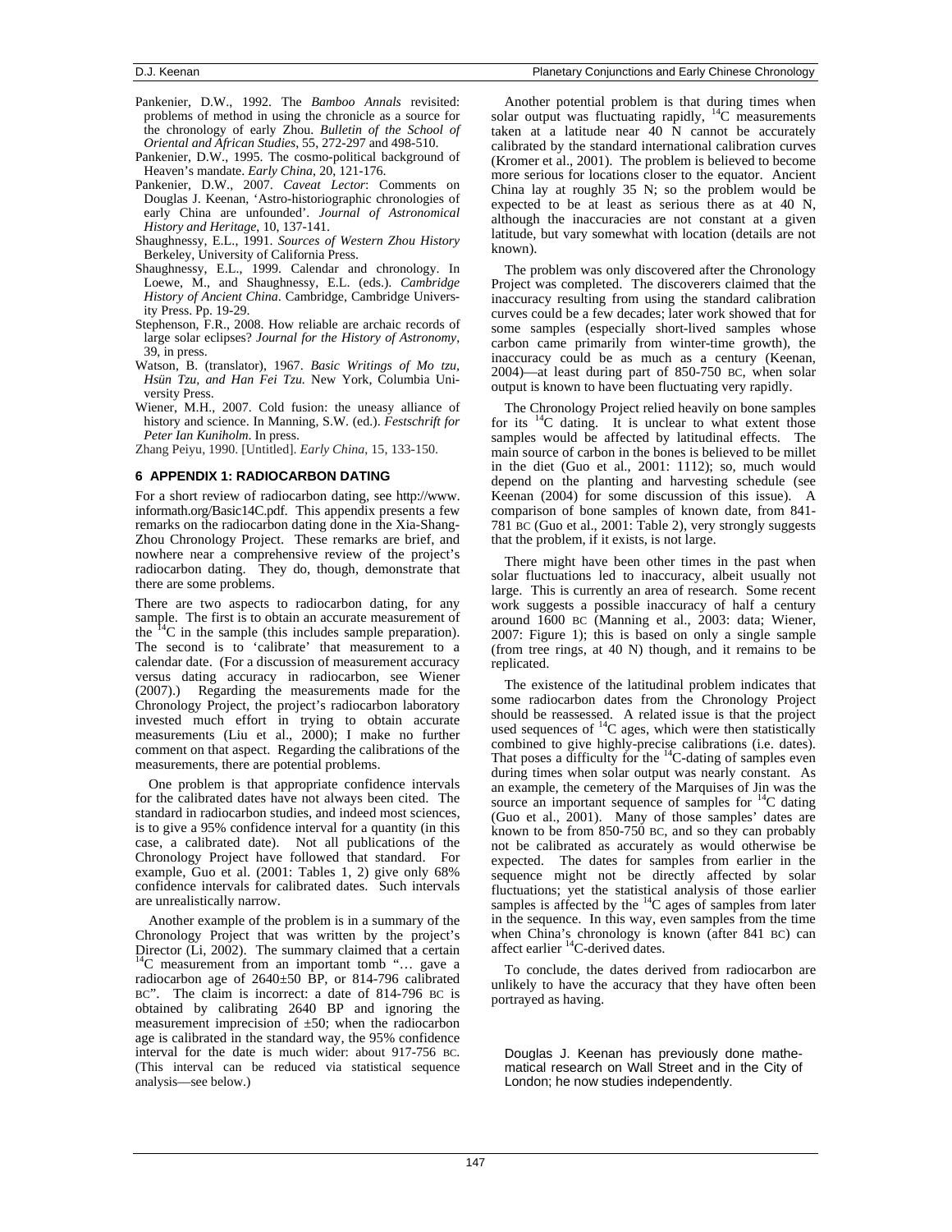Pankenier, D.W., 1992. The *Bamboo Annals* revisited: problems of method in using the chronicle as a source for the chronology of early Zhou. *Bulletin of the School of Oriental and African Studies*, 55, 272-297 and 498-510.

Pankenier, D.W., 1995. The cosmo-political background of Heaven's mandate. *Early China*, 20, 121-176.

Pankenier, D.W., 2007. *Caveat Lector*: Comments on Douglas J. Keenan, 'Astro-historiographic chronologies of early China are unfounded'. *Journal of Astronomical History and Heritage*, 10, 137-141.

Shaughnessy, E.L., 1991. *Sources of Western Zhou History* Berkeley, University of California Press.

Shaughnessy, E.L., 1999. Calendar and chronology. In Loewe, M., and Shaughnessy, E.L. (eds.). *Cambridge History of Ancient China*. Cambridge, Cambridge University Press. Pp. 19-29.

Stephenson, F.R., 2008. How reliable are archaic records of large solar eclipses? *Journal for the History of Astronomy*, 39, in press.

Watson, B. (translator), 1967. *Basic Writings of Mo tzu, Hsün Tzu, and Han Fei Tzu.* New York, Columbia University Press.

Wiener, M.H., 2007. Cold fusion: the uneasy alliance of history and science. In Manning, S.W. (ed.). *Festschrift for Peter Ian Kuniholm*. In press.

Zhang Peiyu, 1990. [Untitled]. *Early China*, 15, 133-150.

## 6 APPENDIX 1: RADIOCARBON DATING

For a short review of radiocarbon dating, see http://www.informath.org/Basic14C.pdf. This appendix presents a few remarks on the radiocarbon dating done in the Xia-Shang-Zhou Chronology Project. These remarks are brief, and nowhere near a comprehensive review of the project's radiocarbon dating. They do, though, demonstrate that there are some problems.

There are two aspects to radiocarbon dating, for any sample. The first is to obtain an accurate measurement of the $^{14}C$ in the sample (this includes sample preparation). The second is to 'calibrate' that measurement to a calendar date. (For a discussion of measurement accuracy versus dating accuracy in radiocarbon, see Wiener (2007).) Regarding the measurements made for the Chronology Project, the project's radiocarbon laboratory invested much effort in trying to obtain accurate measurements (Liu et al., 2000); I make no further comment on that aspect. Regarding the calibrations of the measurements, there are potential problems.

One problem is that appropriate confidence intervals for the calibrated dates have not always been cited. The standard in radiocarbon studies, and indeed most sciences, is to give a 95% confidence interval for a quantity (in this case, a calibrated date). Not all publications of the Chronology Project have followed that standard. For example, Guo et al. (2001: Tables 1, 2) give only 68% confidence intervals for calibrated dates. Such intervals are unrealistically narrow.

Another example of the problem is in a summary of the Chronology Project that was written by the project's Director (Li, 2002). The summary claimed that a certain $^{14}C$ measurement from an important tomb "… gave a radiocarbon age of 2640±50 BP, or 814-796 calibrated BC". The claim is incorrect: a date of 814-796 BC is obtained by calibrating 2640 BP and ignoring the measurement imprecision of ±50; when the radiocarbon age is calibrated in the standard way, the 95% confidence interval for the date is much wider: about 917-756 BC. (This interval can be reduced via statistical sequence analysis—see below.)

Another potential problem is that during times when solar output was fluctuating rapidly, $^{14}C$ measurements taken at a latitude near 40 N cannot be accurately calibrated by the standard international calibration curves (Kromer et al., 2001). The problem is believed to become more serious for locations closer to the equator. Ancient China lay at roughly 35 N; so the problem would be expected to be at least as serious there as at 40 N, although the inaccuracies are not constant at a given latitude, but vary somewhat with location (details are not known).

The problem was only discovered after the Chronology Project was completed. The discoverers claimed that the inaccuracy resulting from using the standard calibration curves could be a few decades; later work showed that for some samples (especially short-lived samples whose carbon came primarily from winter-time growth), the inaccuracy could be as much as a century (Keenan, 2004)—at least during part of 850-750 BC, when solar output is known to have been fluctuating very rapidly.

The Chronology Project relied heavily on bone samples for its $^{14}C$ dating. It is unclear to what extent those samples would be affected by latitudinal effects. The main source of carbon in the bones is believed to be millet in the diet (Guo et al., 2001: 1112); so, much would depend on the planting and harvesting schedule (see Keenan (2004) for some discussion of this issue). A comparison of bone samples of known date, from 841-781 BC (Guo et al., 2001: Table 2), very strongly suggests that the problem, if it exists, is not large.

There might have been other times in the past when solar fluctuations led to inaccuracy, albeit usually not large. This is currently an area of research. Some recent work suggests a possible inaccuracy of half a century around 1600 BC (Manning et al., 2003: data; Wiener, 2007: Figure 1); this is based on only a single sample (from tree rings, at 40 N) though, and it remains to be replicated.

The existence of the latitudinal problem indicates that some radiocarbon dates from the Chronology Project should be reassessed. A related issue is that the project used sequences of $^{14}C$ ages, which were then statistically combined to give highly-precise calibrations (i.e. dates). That poses a difficulty for the $^{14}C$-dating of samples even during times when solar output was nearly constant. As an example, the cemetery of the Marquises of Jin was the source an important sequence of samples for $^{14}C$ dating (Guo et al., 2001). Many of those samples' dates are known to be from 850-750 BC, and so they can probably not be calibrated as accurately as would otherwise be expected. The dates for samples from earlier in the sequence might not be directly affected by solar fluctuations; yet the statistical analysis of those earlier samples is affected by the $^{14}C$ ages of samples from later in the sequence. In this way, even samples from the time when China's chronology is known (after 841 BC) can affect earlier $^{14}C$-derived dates.

To conclude, the dates derived from radiocarbon are unlikely to have the accuracy that they have often been portrayed as having.

Douglas J. Keenan has previously done mathematical research on Wall Street and in the City of London; he now studies independently.